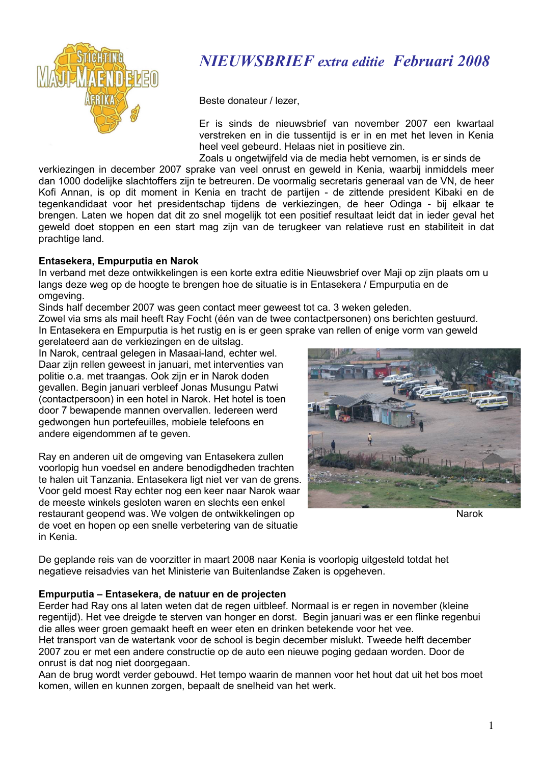# *NIEUWSBRIEF extra editie Februari 2008*

Beste donateur / lezer,

Er is sinds de nieuwsbrief van november 2007 een kwartaal verstreken en in die tussentijd is er in en met het leven in Kenia heel veel gebeurd. Helaas niet in positieve zin.
Zoals u ongetwijfeld via de media hebt vernomen, is er sinds de verkiezingen in december 2007 sprake van veel onrust en geweld in Kenia, waarbij inmiddels meer dan 1000 dodelijke slachtoffers zijn te betreuren. De voormalig secretaris generaal van de VN, de heer Kofi Annan, is op dit moment in Kenia en tracht de partijen - de zittende president Kibaki en de tegenkandidaat voor het presidentschap tijdens de verkiezingen, de heer Odinga - bij elkaar te brengen. Laten we hopen dat dit zo snel mogelijk tot een positief resultaat leidt dat in ieder geval het geweld doet stoppen en een start mag zijn van de terugkeer van relatieve rust en stabiliteit in dat prachtige land.

**Entasekera, Empurputia en Narok**

In verband met deze ontwikkelingen is een korte extra editie Nieuwsbrief over Maji op zijn plaats om u langs deze weg op de hoogte te brengen hoe de situatie is in Entasekera / Empurputia en de omgeving.
Sinds half december 2007 was geen contact meer geweest tot ca. 3 weken geleden.
Zowel via sms als mail heeft Ray Focht (één van de twee contactpersonen) ons berichten gestuurd.
In Entasekera en Empurputia is het rustig en is er geen sprake van rellen of enige vorm van geweld gerelateerd aan de verkiezingen en de uitslag.
In Narok, centraal gelegen in Masaai-land, echter wel. Daar zijn rellen geweest in januari, met interventies van politie o.a. met traangas. Ook zijn er in Narok doden gevallen. Begin januari verbleef Jonas Musungu Patwi (contactpersoon) in een hotel in Narok. Het hotel is toen door 7 bewapende mannen overvallen. Iedereen werd gedwongen hun portefeuilles, mobiele telefoons en andere eigendommen af te geven.

Ray en anderen uit de omgeving van Entasekera zullen voorlopig hun voedsel en andere benodigdheden trachten te halen uit Tanzania. Entasekera ligt niet ver van de grens. Voor geld moest Ray echter nog een keer naar Narok waar de meeste winkels gesloten waren en slechts een enkel restaurant geopend was. We volgen de ontwikkelingen op de voet en hopen op een snelle verbetering van de situatie in Kenia.

Narok

De geplande reis van de voorzitter in maart 2008 naar Kenia is voorlopig uitgesteld totdat het negatieve reisadvies van het Ministerie van Buitenlandse Zaken is opgeheven.

**Empurputia – Entasekera, de natuur en de projecten**

Eerder had Ray ons al laten weten dat de regen uitbleef. Normaal is er regen in november (kleine regentijd). Het vee dreigde te sterven van honger en dorst. Begin januari was er een flinke regenbui die alles weer groen gemaakt heeft en weer eten en drinken betekende voor het vee.
Het transport van de watertank voor de school is begin december mislukt. Tweede helft december 2007 zou er met een andere constructie op de auto een nieuwe poging gedaan worden. Door de onrust is dat nog niet doorgegaan.
Aan de brug wordt verder gebouwd. Het tempo waarin de mannen voor het hout dat uit het bos moet komen, willen en kunnen zorgen, bepaalt de snelheid van het werk.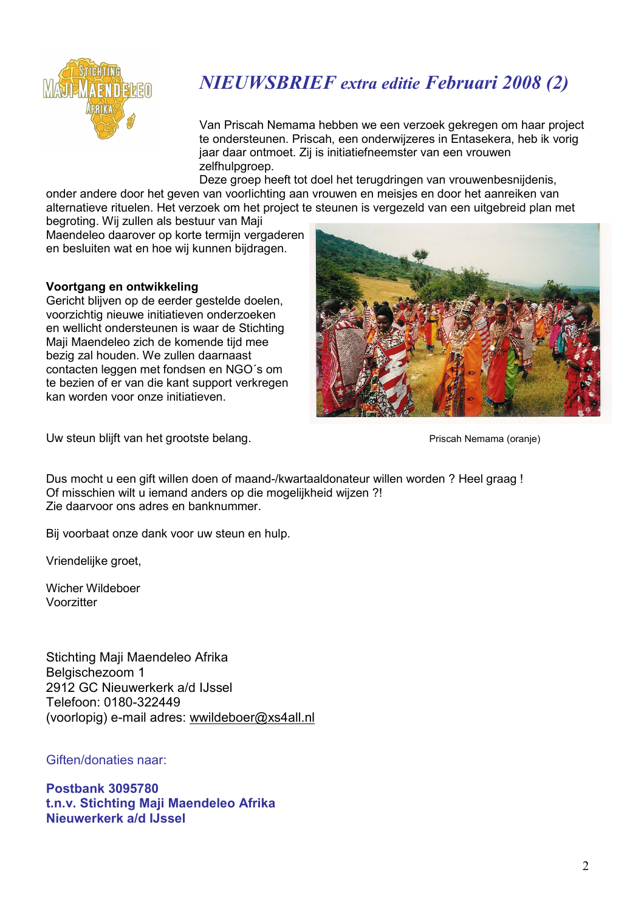# *NIEUWSBRIEF extra editie Februari 2008 (2)*

Van Priscah Nemama hebben we een verzoek gekregen om haar project te ondersteunen. Priscah, een onderwijzeres in Entasekera, heb ik vorig jaar daar ontmoet. Zij is initiatiefneemster van een vrouwen zelfhulpgroep.

Deze groep heeft tot doel het terugdringen van vrouwenbesnijdenis, onder andere door het geven van voorlichting aan vrouwen en meisjes en door het aanreiken van alternatieve rituelen. Het verzoek om het project te steunen is vergezeld van een uitgebreid plan met begroting. Wij zullen als bestuur van Maji Maendeleo daarover op korte termijn vergaderen en besluiten wat en hoe wij kunnen bijdragen.

**Voortgang en ontwikkeling**
Gericht blijven op de eerder gestelde doelen, voorzichtig nieuwe initiatieven onderzoeken en wellicht ondersteunen is waar de Stichting Maji Maendeleo zich de komende tijd mee bezig zal houden. We zullen daarnaast contacten leggen met fondsen en NGO´s om te bezien of er van die kant support verkregen kan worden voor onze initiatieven.

Priscah Nemama (oranje)

Uw steun blijft van het grootste belang.

Dus mocht u een gift willen doen of maand-/kwartaaldonateur willen worden ? Heel graag !
Of misschien wilt u iemand anders op die mogelijkheid wijzen ?!
Zie daarvoor ons adres en banknummer.

Bij voorbaat onze dank voor uw steun en hulp.

Vriendelijke groet,

Wicher Wildeboer
Voorzitter

Stichting Maji Maendeleo Afrika
Belgischezoom 1
2912 GC Nieuwerkerk a/d IJssel
Telefoon: 0180-322449
(voorlopig) e-mail adres: wwildeboer@xs4all.nl

Giften/donaties naar:

**Postbank 3095780**
**t.n.v. Stichting Maji Maendeleo Afrika**
**Nieuwerkerk a/d IJssel**